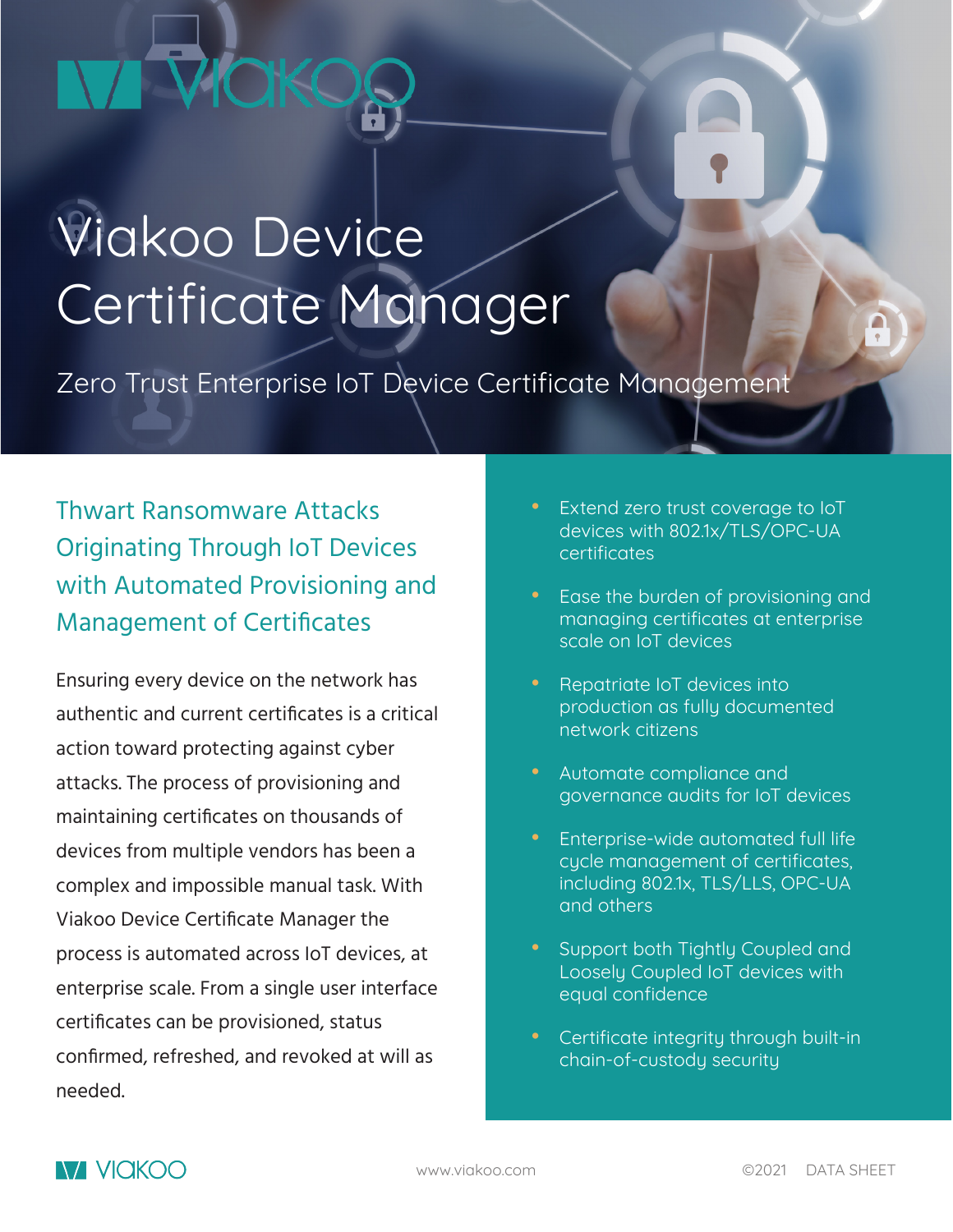# Viakoo Device Certificate Manager

Zero Trust Enterprise IoT Device Certificate Management

## Thwart Ransomware Attacks Originating Through IoT Devices with Automated Provisioning and Management of Certificates

Ensuring every device on the network has authentic and current certificates is a critical action toward protecting against cyber attacks. The process of provisioning and maintaining certificates on thousands of devices from multiple vendors has been a complex and impossible manual task. With Viakoo Device Certificate Manager the process is automated across IoT devices, at enterprise scale. From a single user interface certificates can be provisioned, status confirmed, refreshed, and revoked at will as needed.

- Extend zero trust coverage to IoT devices with 802.1x/TLS/OPC-UA certificates
- Ease the burden of provisioning and managing certificates at enterprise scale on IoT devices
- Repatriate IoT devices into production as fully documented network citizens
- Automate compliance and governance audits for IoT devices
- Enterprise-wide automated full life cycle management of certificates, including 802.1x, TLS/LLS, OPC-UA and others
- Support both Tightly Coupled and Loosely Coupled IoT devices with equal confidence
- Certificate integrity through built-in chain-of-custody security

www.viakoo.com ©2021 DATA SHEET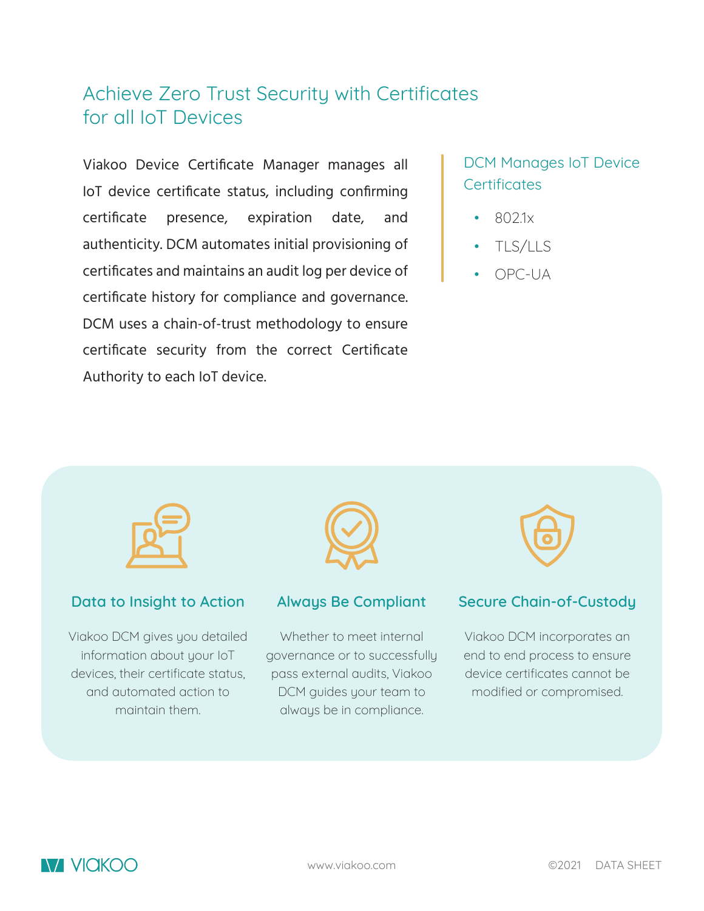## Achieve Zero Trust Security with Certificates for all IoT Devices

Viakoo Device Certificate Manager manages all IoT device certificate status, including confirming certificate presence, expiration date, and authenticity. DCM automates initial provisioning of certificates and maintains an audit log per device of certificate history for compliance and governance. DCM uses a chain-of-trust methodology to ensure certificate security from the correct Certificate Authority to each IoT device.

### DCM Manages IoT Device Certificates

- 802.1x
- TLS/LLS
- OPC-UA

### Data to Insight to Action

Viakoo DCM gives you detailed information about your IoT devices, their certificate status, and automated action to maintain them.

### Always Be Compliant

Whether to meet internal governance or to successfully pass external audits, Viakoo DCM guides your team to always be in compliance.

### Secure Chain-of-Custody

Viakoo DCM incorporates an end to end process to ensure device certificates cannot be modified or compromised.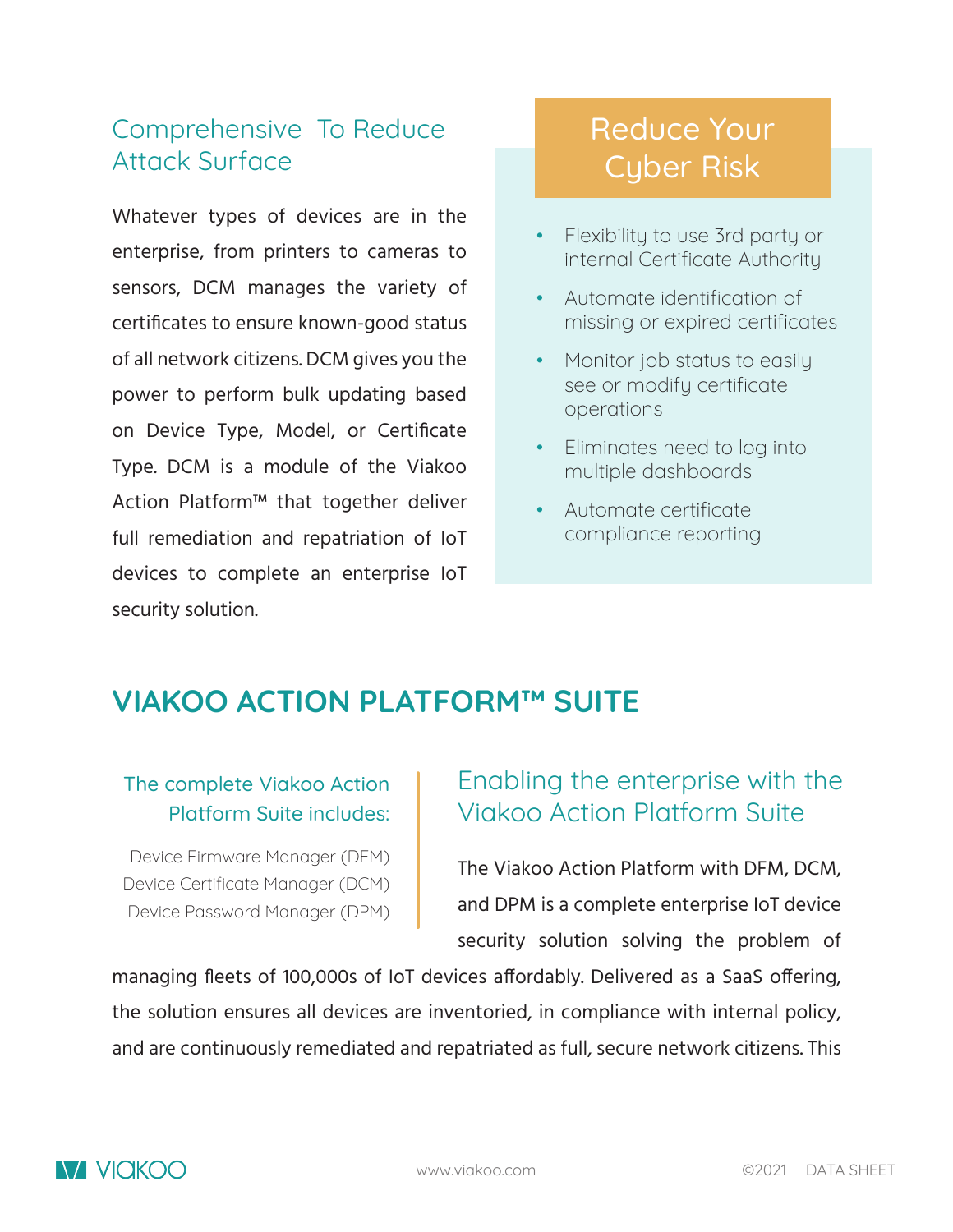## Comprehensive To Reduce Attack Surface

Whatever types of devices are in the enterprise, from printers to cameras to sensors, DCM manages the variety of certificates to ensure known-good status of all network citizens. DCM gives you the power to perform bulk updating based on Device Type, Model, or Certificate Type. DCM is a module of the Viakoo Action Platform™ that together deliver full remediation and repatriation of IoT devices to complete an enterprise IoT security solution.

## Reduce Your Cyber Risk

- Flexibility to use 3rd party or internal Certificate Authority
- Automate identification of missing or expired certificates
- Monitor job status to easily see or modify certificate operations
- Eliminates need to log into multiple dashboards
- Automate certificate compliance reporting

# VIAKOO ACTION PLATFORM™ SUITE

### The complete Viakoo Action Platform Suite includes:

Device Firmware Manager (DFM)
Device Certificate Manager (DCM)
Device Password Manager (DPM)

## Enabling the enterprise with the Viakoo Action Platform Suite

The Viakoo Action Platform with DFM, DCM, and DPM is a complete enterprise IoT device security solution solving the problem of managing fleets of 100,000s of IoT devices affordably. Delivered as a SaaS offering, the solution ensures all devices are inventoried, in compliance with internal policy, and are continuously remediated and repatriated as full, secure network citizens. This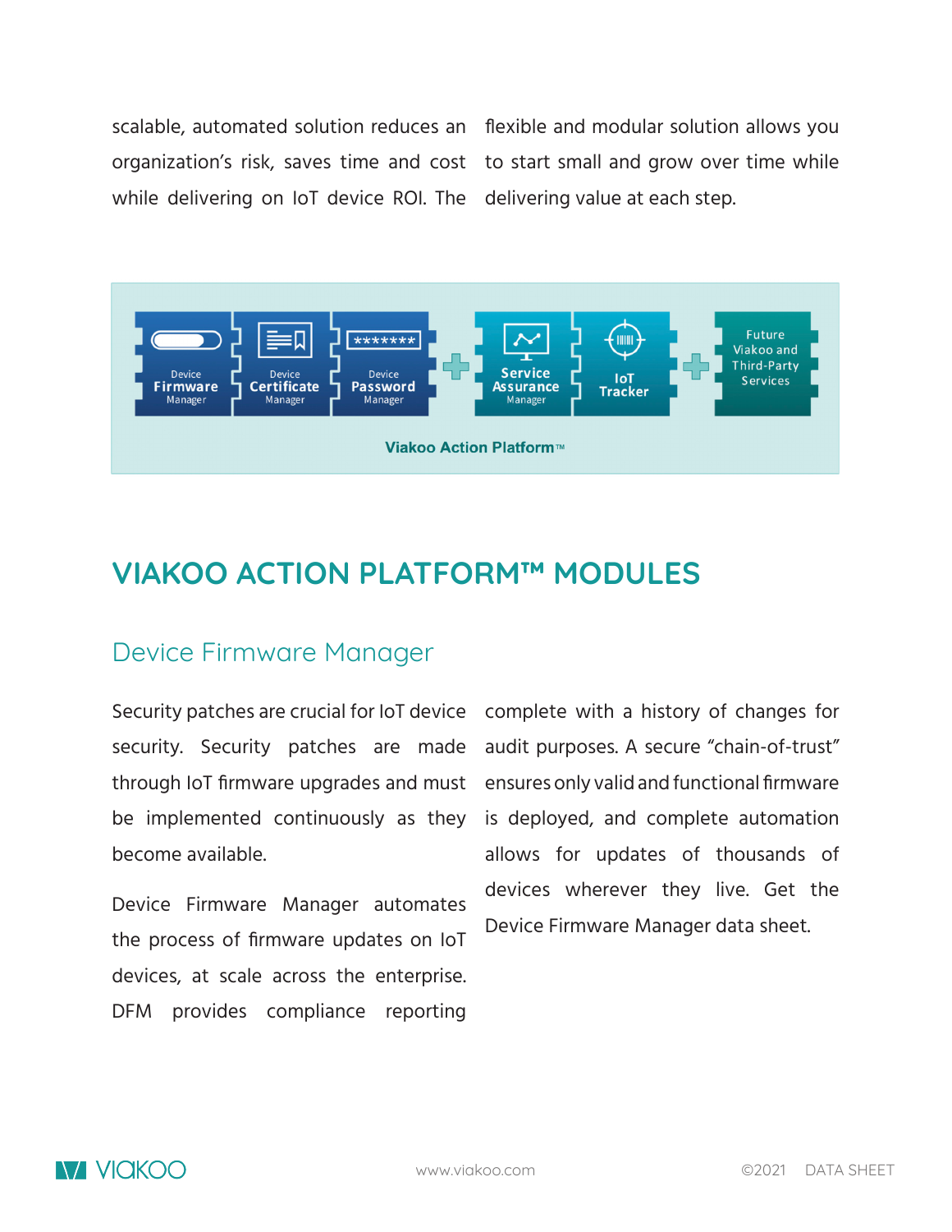scalable, automated solution reduces an organization's risk, saves time and cost while delivering on IoT device ROI. The flexible and modular solution allows you to start small and grow over time while delivering value at each step.

Viakoo Action Platform™

## VIAKOO ACTION PLATFORM™ MODULES

### Device Firmware Manager

Security patches are crucial for IoT device security. Security patches are made through IoT firmware upgrades and must be implemented continuously as they become available.

Device Firmware Manager automates the process of firmware updates on IoT devices, at scale across the enterprise. DFM provides compliance reporting complete with a history of changes for audit purposes. A secure "chain-of-trust" ensures only valid and functional firmware is deployed, and complete automation allows for updates of thousands of devices wherever they live. Get the Device Firmware Manager data sheet.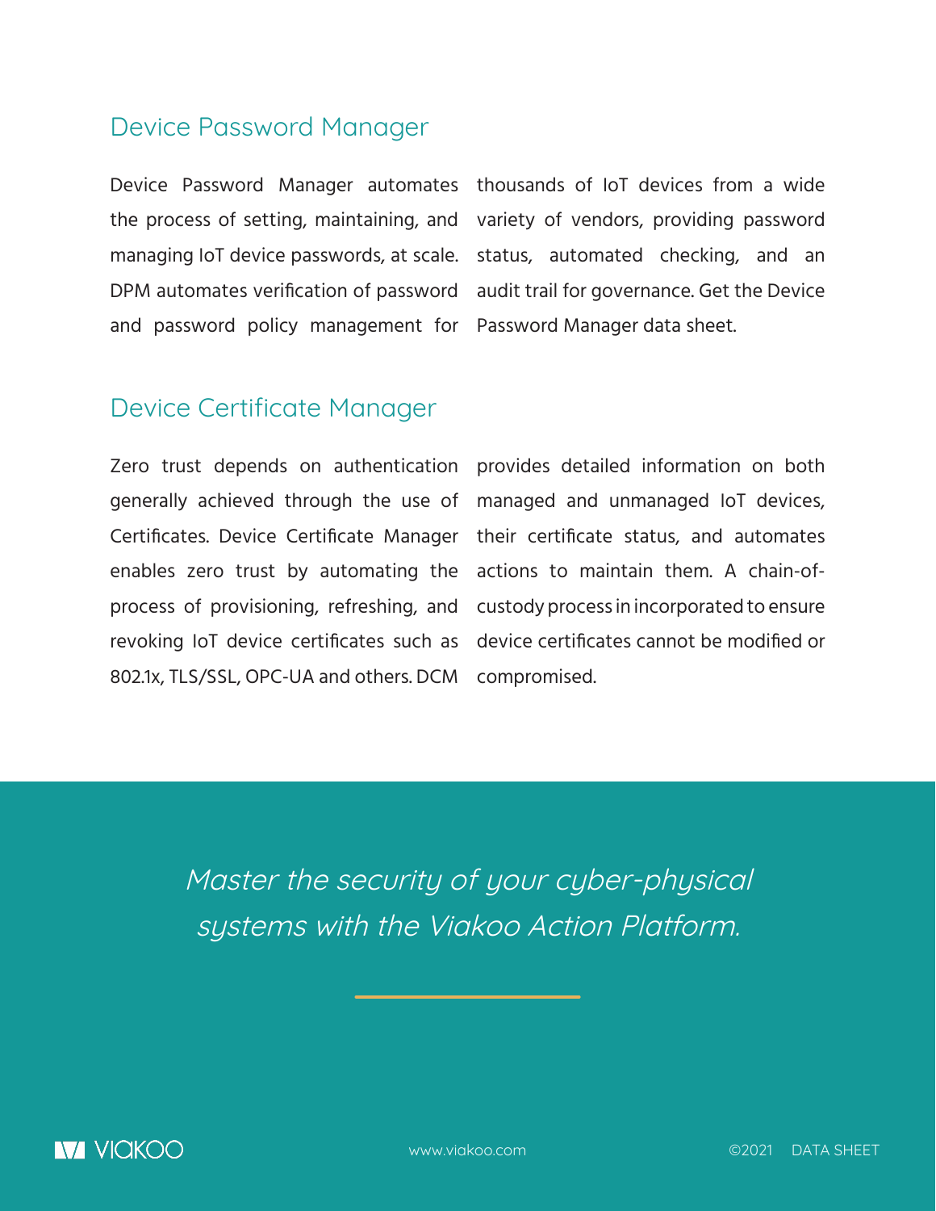## Device Password Manager

Device Password Manager automates the process of setting, maintaining, and managing IoT device passwords, at scale. DPM automates verification of password and password policy management for thousands of IoT devices from a wide variety of vendors, providing password status, automated checking, and an audit trail for governance. Get the Device Password Manager data sheet.

## Device Certificate Manager

Zero trust depends on authentication generally achieved through the use of Certificates. Device Certificate Manager enables zero trust by automating the process of provisioning, refreshing, and revoking IoT device certificates such as 802.1x, TLS/SSL, OPC-UA and others. DCM provides detailed information on both managed and unmanaged IoT devices, their certificate status, and automates actions to maintain them. A chain-of-custody process in incorporated to ensure device certificates cannot be modified or compromised.

*Master the security of your cyber-physical systems with the Viakoo Action Platform.*

VIAKOO

www.viakoo.com

©2021 DATA SHEET